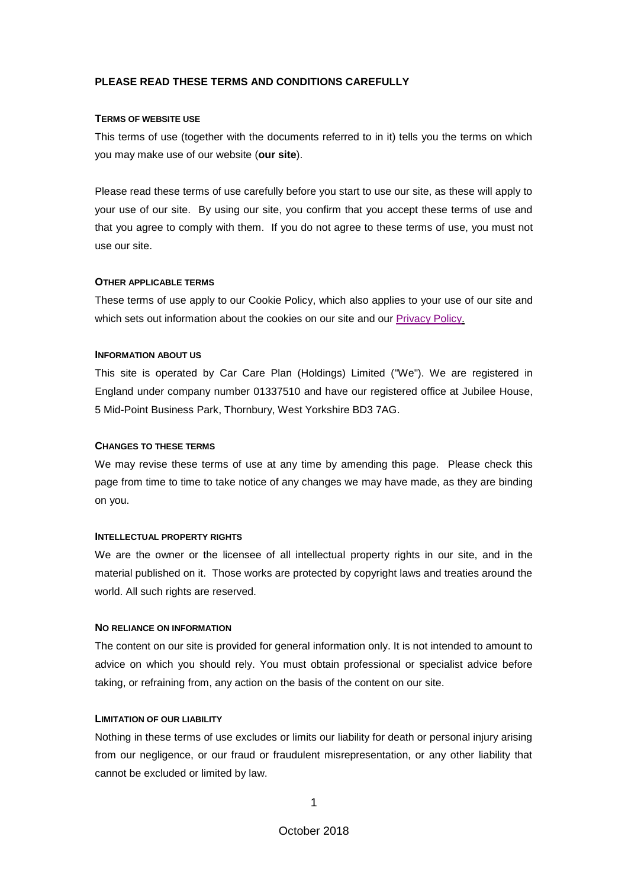**PLEASE READ THESE TERMS AND CONDITIONS CAREFULLY**

**TERMS OF WEBSITE USE**

This terms of use (together with the documents referred to in it) tells you the terms on which you may make use of our website (**our site**).

Please read these terms of use carefully before you start to use our site, as these will apply to your use of our site. By using our site, you confirm that you accept these terms of use and that you agree to comply with them. If you do not agree to these terms of use, you must not use our site.

**OTHER APPLICABLE TERMS**

These terms of use apply to our Cookie Policy, which also applies to your use of our site and which sets out information about the cookies on our site and our Privacy Policy.

**INFORMATION ABOUT US**

This site is operated by Car Care Plan (Holdings) Limited ("We"). We are registered in England under company number 01337510 and have our registered office at Jubilee House, 5 Mid-Point Business Park, Thornbury, West Yorkshire BD3 7AG.

**CHANGES TO THESE TERMS**

We may revise these terms of use at any time by amending this page. Please check this page from time to time to take notice of any changes we may have made, as they are binding on you.

**INTELLECTUAL PROPERTY RIGHTS**

We are the owner or the licensee of all intellectual property rights in our site, and in the material published on it. Those works are protected by copyright laws and treaties around the world. All such rights are reserved.

**NO RELIANCE ON INFORMATION**

The content on our site is provided for general information only. It is not intended to amount to advice on which you should rely. You must obtain professional or specialist advice before taking, or refraining from, any action on the basis of the content on our site.

**LIMITATION OF OUR LIABILITY**

Nothing in these terms of use excludes or limits our liability for death or personal injury arising from our negligence, or our fraud or fraudulent misrepresentation, or any other liability that cannot be excluded or limited by law.

October 2018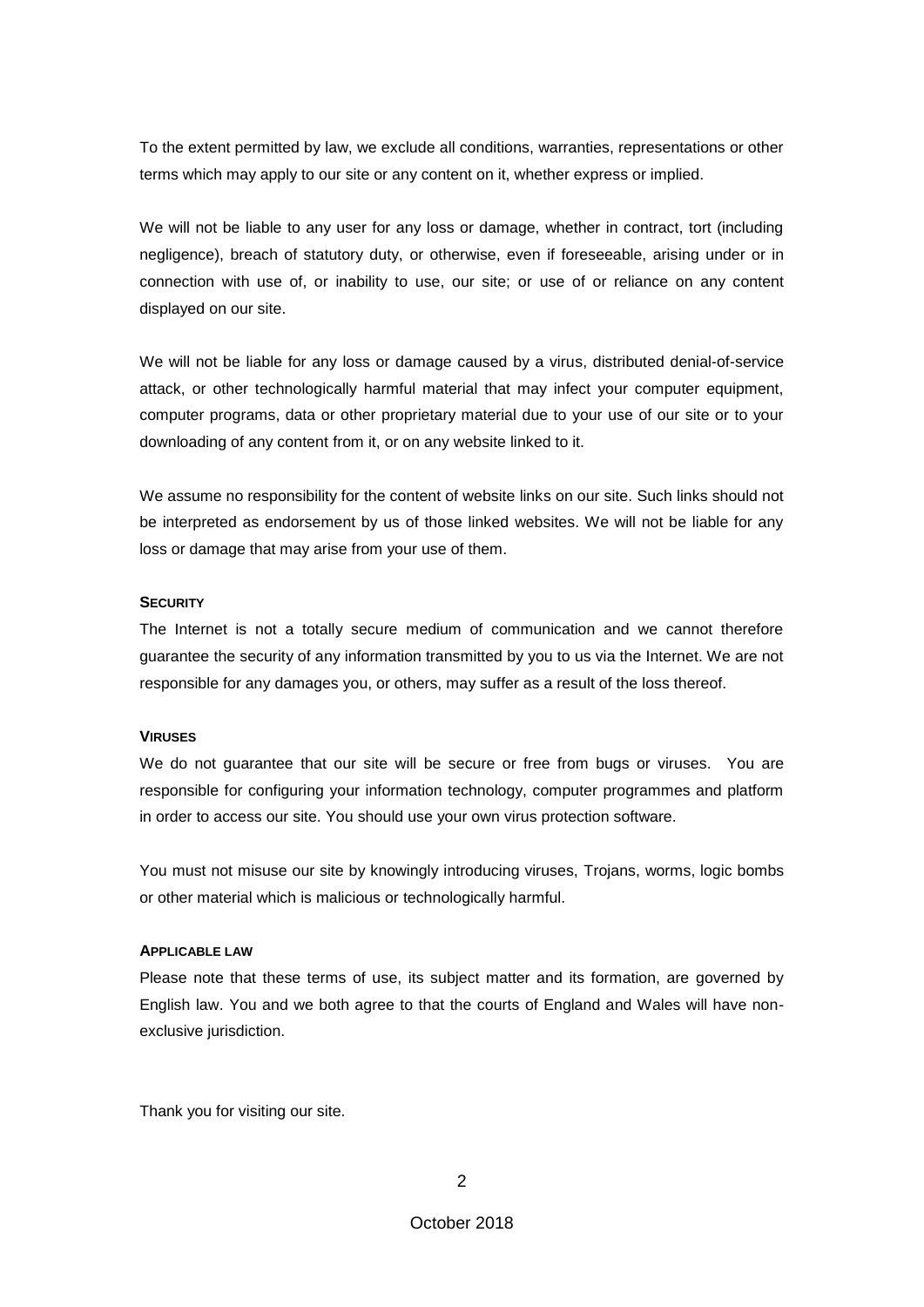To the extent permitted by law, we exclude all conditions, warranties, representations or other terms which may apply to our site or any content on it, whether express or implied.

We will not be liable to any user for any loss or damage, whether in contract, tort (including negligence), breach of statutory duty, or otherwise, even if foreseeable, arising under or in connection with use of, or inability to use, our site; or use of or reliance on any content displayed on our site.

We will not be liable for any loss or damage caused by a virus, distributed denial-of-service attack, or other technologically harmful material that may infect your computer equipment, computer programs, data or other proprietary material due to your use of our site or to your downloading of any content from it, or on any website linked to it.

We assume no responsibility for the content of website links on our site. Such links should not be interpreted as endorsement by us of those linked websites. We will not be liable for any loss or damage that may arise from your use of them.

**SECURITY**

The Internet is not a totally secure medium of communication and we cannot therefore guarantee the security of any information transmitted by you to us via the Internet. We are not responsible for any damages you, or others, may suffer as a result of the loss thereof.

**VIRUSES**

We do not guarantee that our site will be secure or free from bugs or viruses. You are responsible for configuring your information technology, computer programmes and platform in order to access our site. You should use your own virus protection software.

You must not misuse our site by knowingly introducing viruses, Trojans, worms, logic bombs or other material which is malicious or technologically harmful.

**APPLICABLE LAW**

Please note that these terms of use, its subject matter and its formation, are governed by English law. You and we both agree to that the courts of England and Wales will have non-exclusive jurisdiction.

Thank you for visiting our site.

October 2018